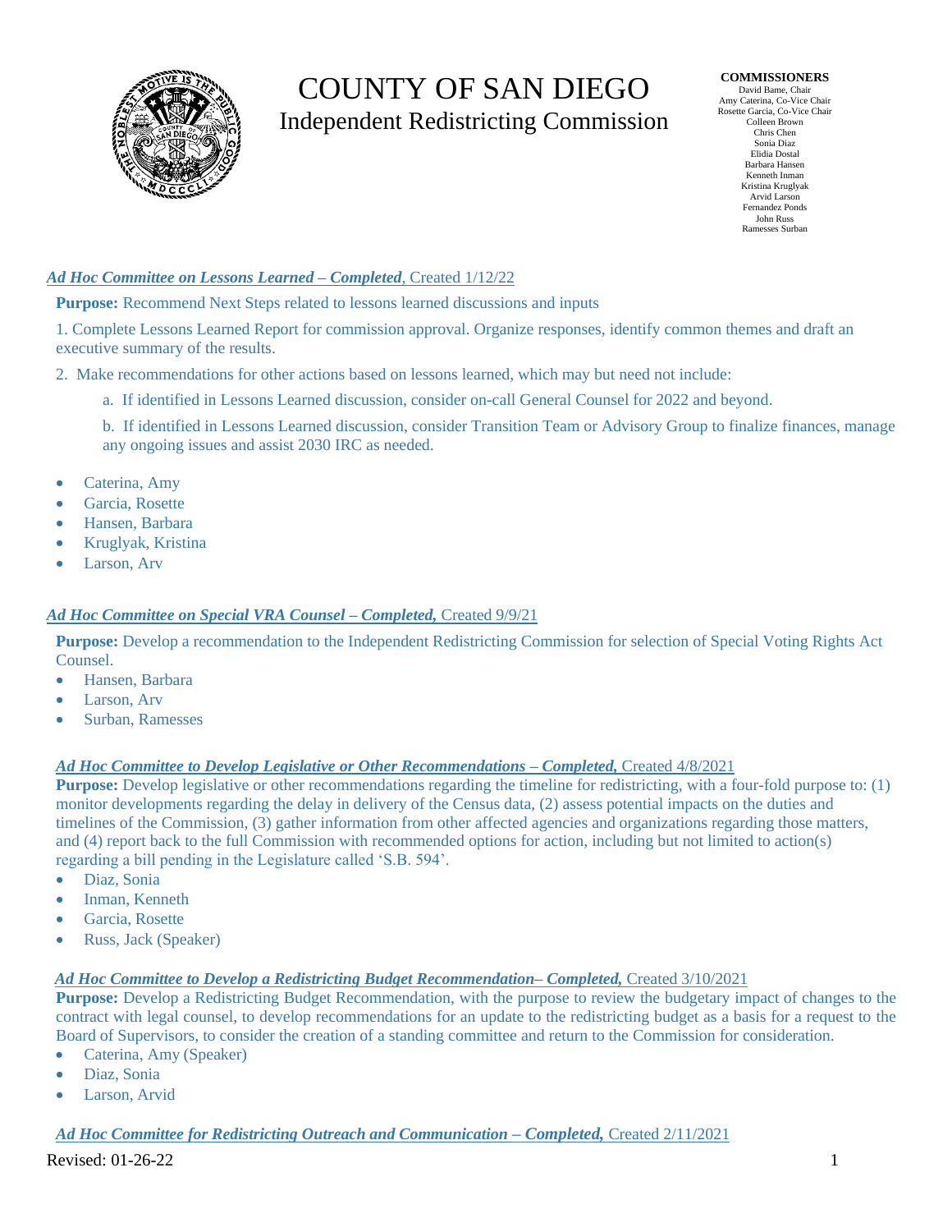# COUNTY OF SAN DIEGO
## Independent Redistricting Commission

**COMMISSIONERS**
David Bame, Chair
Amy Caterina, Co-Vice Chair
Rosette Garcia, Co-Vice Chair
Colleen Brown
Chris Chen
Sonia Diaz
Elidia Dostal
Barbara Hansen
Kenneth Inman
Kristina Kruglyak
Arvid Larson
Fernandez Ponds
John Russ
Ramesses Surban

***Ad Hoc Committee on Lessons Learned – Completed***, Created 1/12/22

**Purpose:** Recommend Next Steps related to lessons learned discussions and inputs

1. Complete Lessons Learned Report for commission approval. Organize responses, identify common themes and draft an executive summary of the results.
2. Make recommendations for other actions based on lessons learned, which may but need not include:
   a. If identified in Lessons Learned discussion, consider on-call General Counsel for 2022 and beyond.
   b. If identified in Lessons Learned discussion, consider Transition Team or Advisory Group to finalize finances, manage any ongoing issues and assist 2030 IRC as needed.

- Caterina, Amy
- Garcia, Rosette
- Hansen, Barbara
- Kruglyak, Kristina
- Larson, Arv

***Ad Hoc Committee on Special VRA Counsel – Completed,*** Created 9/9/21

**Purpose:** Develop a recommendation to the Independent Redistricting Commission for selection of Special Voting Rights Act Counsel.

- Hansen, Barbara
- Larson, Arv
- Surban, Ramesses

***Ad Hoc Committee to Develop Legislative or Other Recommendations – Completed,*** Created 4/8/2021

**Purpose:** Develop legislative or other recommendations regarding the timeline for redistricting, with a four-fold purpose to: (1) monitor developments regarding the delay in delivery of the Census data, (2) assess potential impacts on the duties and timelines of the Commission, (3) gather information from other affected agencies and organizations regarding those matters, and (4) report back to the full Commission with recommended options for action, including but not limited to action(s) regarding a bill pending in the Legislature called 'S.B. 594'.

- Diaz, Sonia
- Inman, Kenneth
- Garcia, Rosette
- Russ, Jack (Speaker)

***Ad Hoc Committee to Develop a Redistricting Budget Recommendation– Completed,*** Created 3/10/2021

**Purpose:** Develop a Redistricting Budget Recommendation, with the purpose to review the budgetary impact of changes to the contract with legal counsel, to develop recommendations for an update to the redistricting budget as a basis for a request to the Board of Supervisors, to consider the creation of a standing committee and return to the Commission for consideration.

- Caterina, Amy (Speaker)
- Diaz, Sonia
- Larson, Arvid

***Ad Hoc Committee for Redistricting Outreach and Communication – Completed,*** Created 2/11/2021

Revised: 01-26-22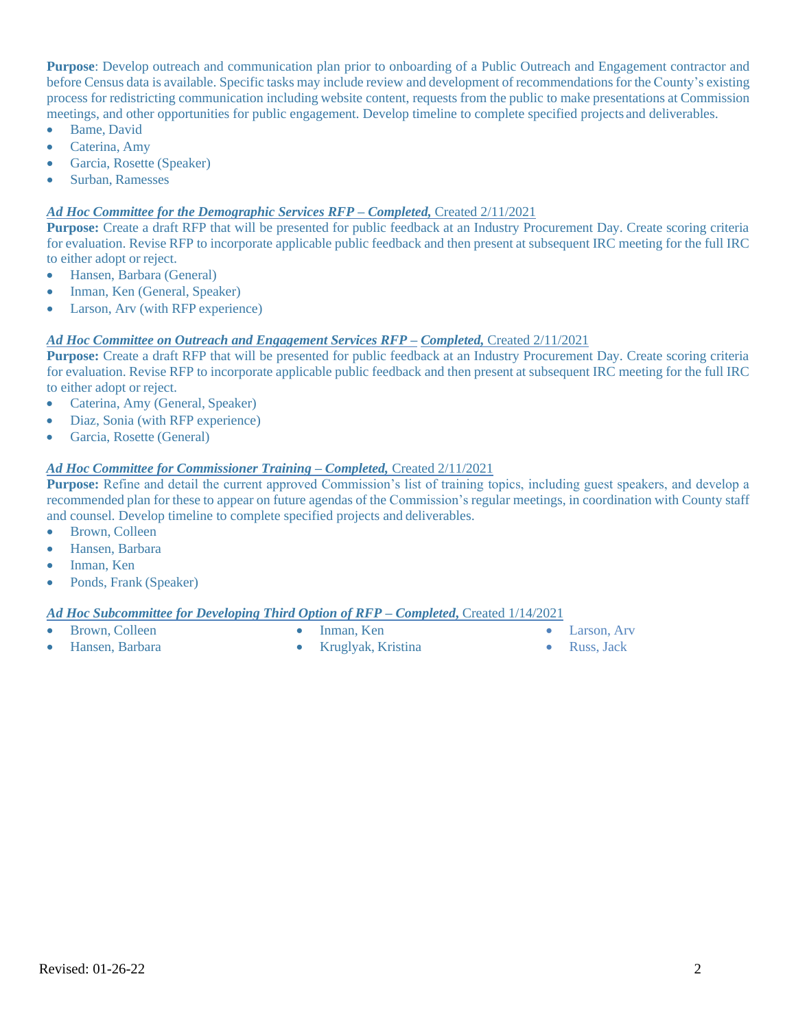**Purpose**: Develop outreach and communication plan prior to onboarding of a Public Outreach and Engagement contractor and before Census data is available. Specific tasks may include review and development of recommendations for the County's existing process for redistricting communication including website content, requests from the public to make presentations at Commission meetings, and other opportunities for public engagement. Develop timeline to complete specified projects and deliverables.

- Bame, David
- Caterina, Amy
- Garcia, Rosette (Speaker)
- Surban, Ramesses

***Ad Hoc Committee for the Demographic Services RFP – Completed,*** Created 2/11/2021

**Purpose:** Create a draft RFP that will be presented for public feedback at an Industry Procurement Day. Create scoring criteria for evaluation. Revise RFP to incorporate applicable public feedback and then present at subsequent IRC meeting for the full IRC to either adopt or reject.

- Hansen, Barbara (General)
- Inman, Ken (General, Speaker)
- Larson, Arv (with RFP experience)

***Ad Hoc Committee on Outreach and Engagement Services RFP – Completed,*** Created 2/11/2021

**Purpose:** Create a draft RFP that will be presented for public feedback at an Industry Procurement Day. Create scoring criteria for evaluation. Revise RFP to incorporate applicable public feedback and then present at subsequent IRC meeting for the full IRC to either adopt or reject.

- Caterina, Amy (General, Speaker)
- Diaz, Sonia (with RFP experience)
- Garcia, Rosette (General)

***Ad Hoc Committee for Commissioner Training – Completed,*** Created 2/11/2021

**Purpose:** Refine and detail the current approved Commission's list of training topics, including guest speakers, and develop a recommended plan for these to appear on future agendas of the Commission's regular meetings, in coordination with County staff and counsel. Develop timeline to complete specified projects and deliverables.

- Brown, Colleen
- Hansen, Barbara
- Inman, Ken
- Ponds, Frank (Speaker)

***Ad Hoc Subcommittee for Developing Third Option of RFP – Completed,*** Created 1/14/2021

- Brown, Colleen
- Hansen, Barbara
- Inman, Ken
- Kruglyak, Kristina
- Larson, Arv
- Russ, Jack

Revised: 01-26-22